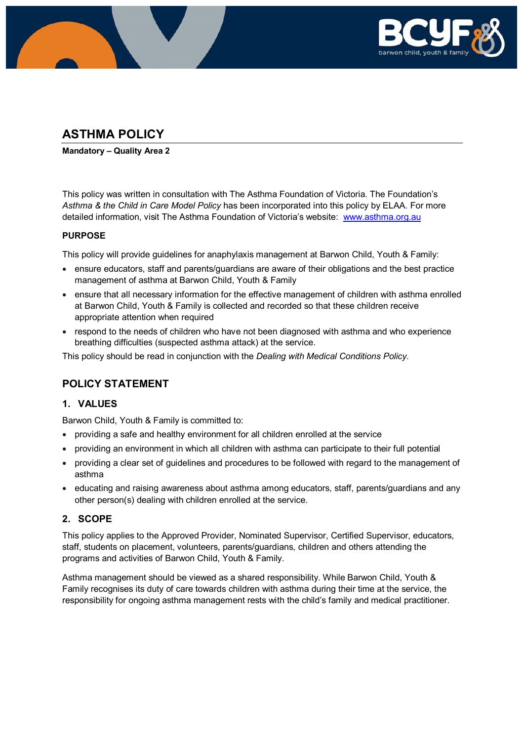# ASTHMA POLICY

**Mandatory – Quality Area 2**

This policy was written in consultation with The Asthma Foundation of Victoria. The Foundation's *Asthma & the Child in Care Model Policy* has been incorporated into this policy by ELAA. For more detailed information, visit The Asthma Foundation of Victoria's website: www.asthma.org.au

### PURPOSE

This policy will provide guidelines for anaphylaxis management at Barwon Child, Youth & Family:

- ensure educators, staff and parents/guardians are aware of their obligations and the best practice management of asthma at Barwon Child, Youth & Family
- ensure that all necessary information for the effective management of children with asthma enrolled at Barwon Child, Youth & Family is collected and recorded so that these children receive appropriate attention when required
- respond to the needs of children who have not been diagnosed with asthma and who experience breathing difficulties (suspected asthma attack) at the service.

This policy should be read in conjunction with the *Dealing with Medical Conditions Policy*.

## POLICY STATEMENT

### 1. VALUES

Barwon Child, Youth & Family is committed to:

- providing a safe and healthy environment for all children enrolled at the service
- providing an environment in which all children with asthma can participate to their full potential
- providing a clear set of guidelines and procedures to be followed with regard to the management of asthma
- educating and raising awareness about asthma among educators, staff, parents/guardians and any other person(s) dealing with children enrolled at the service.

### 2. SCOPE

This policy applies to the Approved Provider, Nominated Supervisor, Certified Supervisor, educators, staff, students on placement, volunteers, parents/guardians, children and others attending the programs and activities of Barwon Child, Youth & Family.

Asthma management should be viewed as a shared responsibility. While Barwon Child, Youth & Family recognises its duty of care towards children with asthma during their time at the service, the responsibility for ongoing asthma management rests with the child's family and medical practitioner.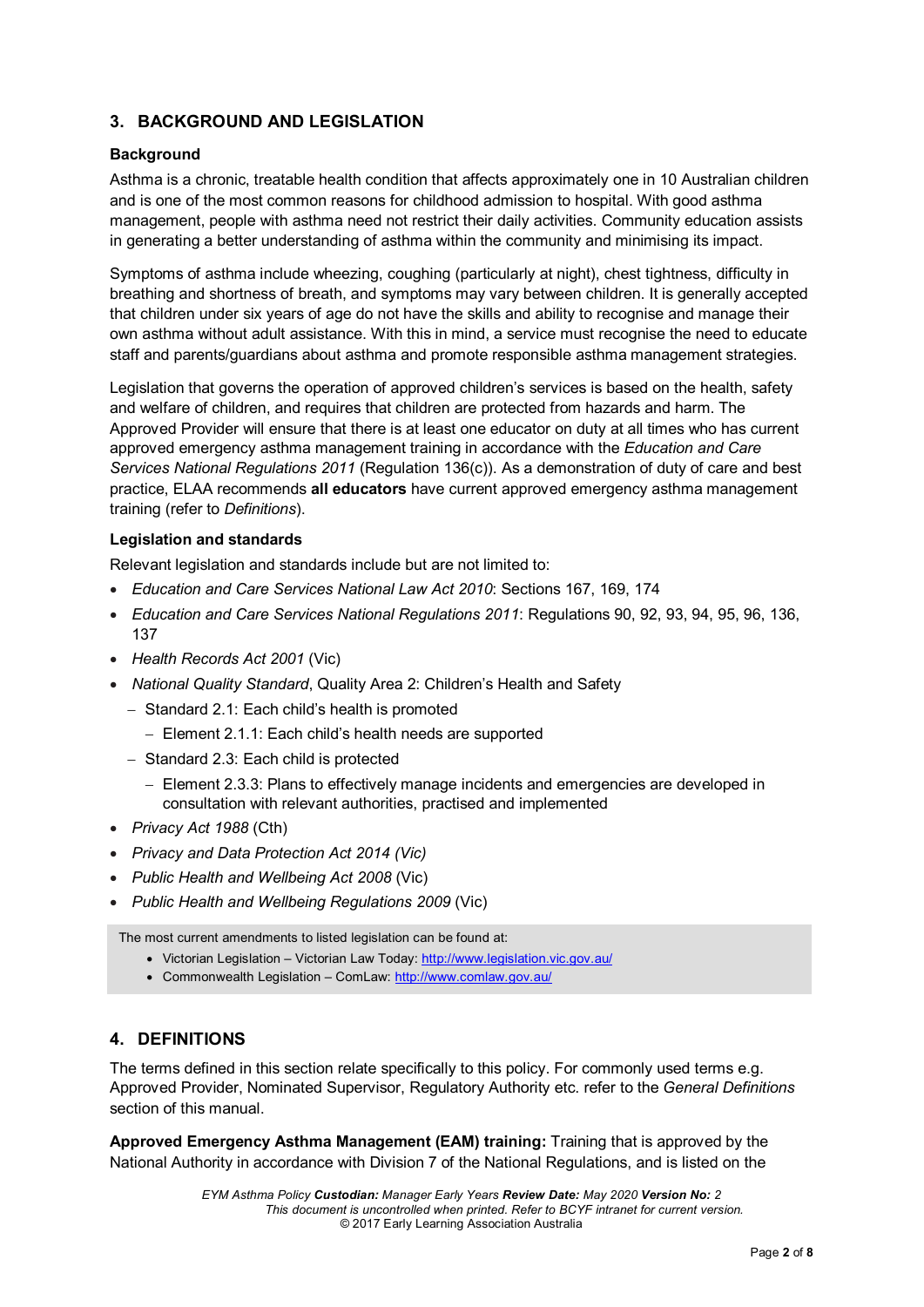## 3. BACKGROUND AND LEGISLATION

### Background

Asthma is a chronic, treatable health condition that affects approximately one in 10 Australian children and is one of the most common reasons for childhood admission to hospital. With good asthma management, people with asthma need not restrict their daily activities. Community education assists in generating a better understanding of asthma within the community and minimising its impact.

Symptoms of asthma include wheezing, coughing (particularly at night), chest tightness, difficulty in breathing and shortness of breath, and symptoms may vary between children. It is generally accepted that children under six years of age do not have the skills and ability to recognise and manage their own asthma without adult assistance. With this in mind, a service must recognise the need to educate staff and parents/guardians about asthma and promote responsible asthma management strategies.

Legislation that governs the operation of approved children's services is based on the health, safety and welfare of children, and requires that children are protected from hazards and harm. The Approved Provider will ensure that there is at least one educator on duty at all times who has current approved emergency asthma management training in accordance with the *Education and Care Services National Regulations 2011* (Regulation 136(c)). As a demonstration of duty of care and best practice, ELAA recommends **all educators** have current approved emergency asthma management training (refer to *Definitions*).

### Legislation and standards

Relevant legislation and standards include but are not limited to:

- *Education and Care Services National Law Act 2010*: Sections 167, 169, 174
- *Education and Care Services National Regulations 2011*: Regulations 90, 92, 93, 94, 95, 96, 136, 137
- *Health Records Act 2001* (Vic)
- *National Quality Standard*, Quality Area 2: Children's Health and Safety
  - Standard 2.1: Each child's health is promoted
    - Element 2.1.1: Each child's health needs are supported
  - Standard 2.3: Each child is protected
    - Element 2.3.3: Plans to effectively manage incidents and emergencies are developed in consultation with relevant authorities, practised and implemented
- *Privacy Act 1988* (Cth)
- *Privacy and Data Protection Act 2014 (Vic)*
- *Public Health and Wellbeing Act 2008* (Vic)
- *Public Health and Wellbeing Regulations 2009* (Vic)

The most current amendments to listed legislation can be found at:

- Victorian Legislation – Victorian Law Today: http://www.legislation.vic.gov.au/
- Commonwealth Legislation – ComLaw: http://www.comlaw.gov.au/

## 4. DEFINITIONS

The terms defined in this section relate specifically to this policy. For commonly used terms e.g. Approved Provider, Nominated Supervisor, Regulatory Authority etc. refer to the *General Definitions* section of this manual.

**Approved Emergency Asthma Management (EAM) training:** Training that is approved by the National Authority in accordance with Division 7 of the National Regulations, and is listed on the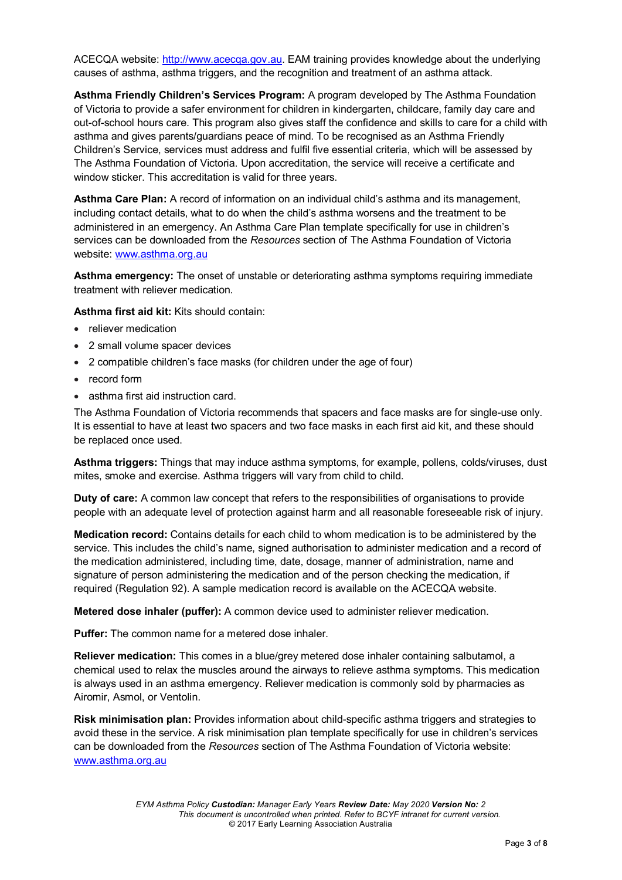ACECQA website: [http://www.acecqa.gov.au](http://www.acecqa.gov.au). EAM training provides knowledge about the underlying causes of asthma, asthma triggers, and the recognition and treatment of an asthma attack.

**Asthma Friendly Children's Services Program:** A program developed by The Asthma Foundation of Victoria to provide a safer environment for children in kindergarten, childcare, family day care and out-of-school hours care. This program also gives staff the confidence and skills to care for a child with asthma and gives parents/guardians peace of mind. To be recognised as an Asthma Friendly Children's Service, services must address and fulfil five essential criteria, which will be assessed by The Asthma Foundation of Victoria. Upon accreditation, the service will receive a certificate and window sticker. This accreditation is valid for three years.

**Asthma Care Plan:** A record of information on an individual child's asthma and its management, including contact details, what to do when the child's asthma worsens and the treatment to be administered in an emergency. An Asthma Care Plan template specifically for use in children's services can be downloaded from the *Resources* section of The Asthma Foundation of Victoria website: [www.asthma.org.au](http://www.asthma.org.au)

**Asthma emergency:** The onset of unstable or deteriorating asthma symptoms requiring immediate treatment with reliever medication.

**Asthma first aid kit:** Kits should contain:

- reliever medication
- 2 small volume spacer devices
- 2 compatible children's face masks (for children under the age of four)
- record form
- asthma first aid instruction card.

The Asthma Foundation of Victoria recommends that spacers and face masks are for single-use only. It is essential to have at least two spacers and two face masks in each first aid kit, and these should be replaced once used.

**Asthma triggers:** Things that may induce asthma symptoms, for example, pollens, colds/viruses, dust mites, smoke and exercise. Asthma triggers will vary from child to child.

**Duty of care:** A common law concept that refers to the responsibilities of organisations to provide people with an adequate level of protection against harm and all reasonable foreseeable risk of injury.

**Medication record:** Contains details for each child to whom medication is to be administered by the service. This includes the child's name, signed authorisation to administer medication and a record of the medication administered, including time, date, dosage, manner of administration, name and signature of person administering the medication and of the person checking the medication, if required (Regulation 92). A sample medication record is available on the ACECQA website.

**Metered dose inhaler (puffer):** A common device used to administer reliever medication.

**Puffer:** The common name for a metered dose inhaler.

**Reliever medication:** This comes in a blue/grey metered dose inhaler containing salbutamol, a chemical used to relax the muscles around the airways to relieve asthma symptoms. This medication is always used in an asthma emergency. Reliever medication is commonly sold by pharmacies as Airomir, Asmol, or Ventolin.

**Risk minimisation plan:** Provides information about child-specific asthma triggers and strategies to avoid these in the service. A risk minimisation plan template specifically for use in children's services can be downloaded from the *Resources* section of The Asthma Foundation of Victoria website: [www.asthma.org.au](http://www.asthma.org.au)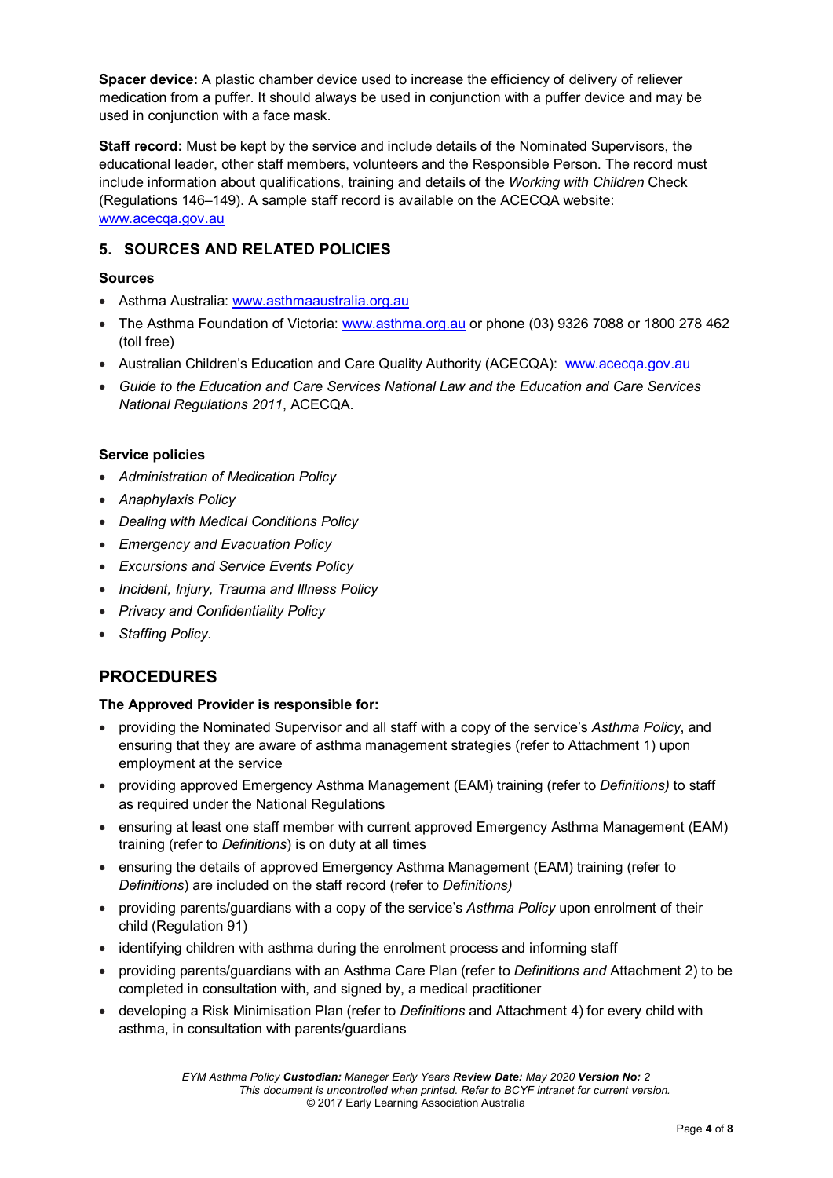**Spacer device:** A plastic chamber device used to increase the efficiency of delivery of reliever medication from a puffer. It should always be used in conjunction with a puffer device and may be used in conjunction with a face mask.

**Staff record:** Must be kept by the service and include details of the Nominated Supervisors, the educational leader, other staff members, volunteers and the Responsible Person. The record must include information about qualifications, training and details of the *Working with Children* Check (Regulations 146–149). A sample staff record is available on the ACECQA website: www.acecqa.gov.au

## 5. SOURCES AND RELATED POLICIES

**Sources**

- Asthma Australia: www.asthmaaustralia.org.au
- The Asthma Foundation of Victoria: www.asthma.org.au or phone (03) 9326 7088 or 1800 278 462 (toll free)
- Australian Children's Education and Care Quality Authority (ACECQA): www.acecqa.gov.au
- *Guide to the Education and Care Services National Law and the Education and Care Services National Regulations 2011*, ACECQA.

**Service policies**

- *Administration of Medication Policy*
- *Anaphylaxis Policy*
- *Dealing with Medical Conditions Policy*
- *Emergency and Evacuation Policy*
- *Excursions and Service Events Policy*
- *Incident, Injury, Trauma and Illness Policy*
- *Privacy and Confidentiality Policy*
- *Staffing Policy.*

# PROCEDURES

**The Approved Provider is responsible for:**

- providing the Nominated Supervisor and all staff with a copy of the service's *Asthma Policy*, and ensuring that they are aware of asthma management strategies (refer to Attachment 1) upon employment at the service
- providing approved Emergency Asthma Management (EAM) training (refer to *Definitions)* to staff as required under the National Regulations
- ensuring at least one staff member with current approved Emergency Asthma Management (EAM) training (refer to *Definitions*) is on duty at all times
- ensuring the details of approved Emergency Asthma Management (EAM) training (refer to *Definitions*) are included on the staff record (refer to *Definitions)*
- providing parents/guardians with a copy of the service's *Asthma Policy* upon enrolment of their child (Regulation 91)
- identifying children with asthma during the enrolment process and informing staff
- providing parents/guardians with an Asthma Care Plan (refer to *Definitions and* Attachment 2) to be completed in consultation with, and signed by, a medical practitioner
- developing a Risk Minimisation Plan (refer to *Definitions* and Attachment 4) for every child with asthma, in consultation with parents/guardians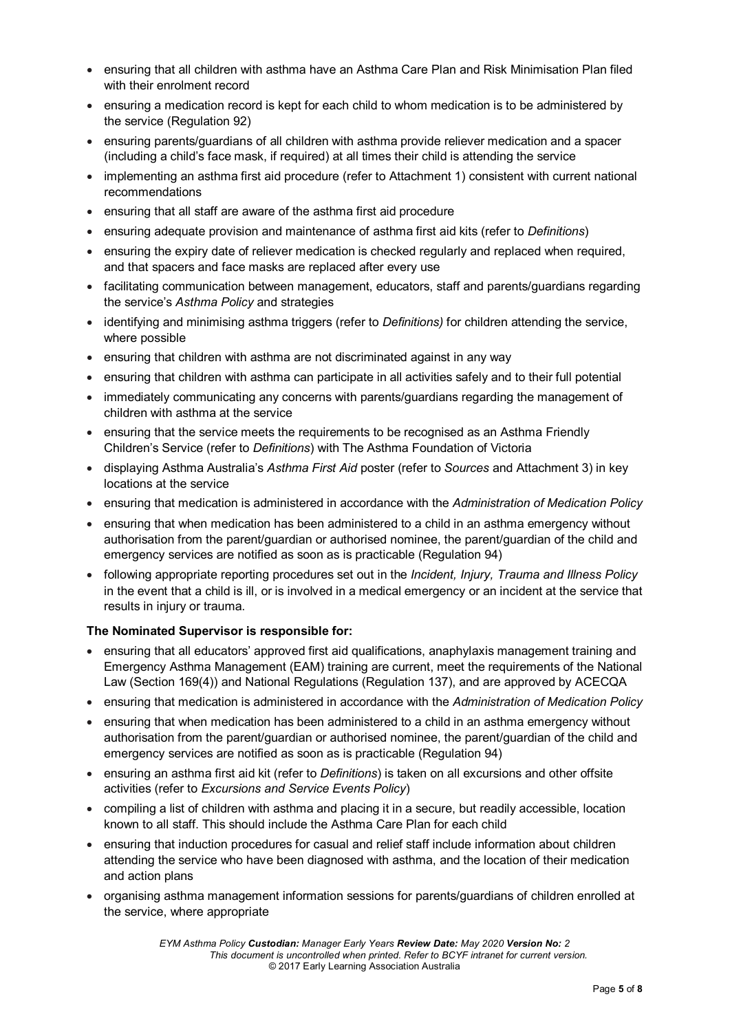- ensuring that all children with asthma have an Asthma Care Plan and Risk Minimisation Plan filed with their enrolment record
- ensuring a medication record is kept for each child to whom medication is to be administered by the service (Regulation 92)
- ensuring parents/guardians of all children with asthma provide reliever medication and a spacer (including a child's face mask, if required) at all times their child is attending the service
- implementing an asthma first aid procedure (refer to Attachment 1) consistent with current national recommendations
- ensuring that all staff are aware of the asthma first aid procedure
- ensuring adequate provision and maintenance of asthma first aid kits (refer to *Definitions*)
- ensuring the expiry date of reliever medication is checked regularly and replaced when required, and that spacers and face masks are replaced after every use
- facilitating communication between management, educators, staff and parents/guardians regarding the service's *Asthma Policy* and strategies
- identifying and minimising asthma triggers (refer to *Definitions)* for children attending the service, where possible
- ensuring that children with asthma are not discriminated against in any way
- ensuring that children with asthma can participate in all activities safely and to their full potential
- immediately communicating any concerns with parents/guardians regarding the management of children with asthma at the service
- ensuring that the service meets the requirements to be recognised as an Asthma Friendly Children's Service (refer to *Definitions*) with The Asthma Foundation of Victoria
- displaying Asthma Australia's *Asthma First Aid* poster (refer to *Sources* and Attachment 3) in key locations at the service
- ensuring that medication is administered in accordance with the *Administration of Medication Policy*
- ensuring that when medication has been administered to a child in an asthma emergency without authorisation from the parent/guardian or authorised nominee, the parent/guardian of the child and emergency services are notified as soon as is practicable (Regulation 94)
- following appropriate reporting procedures set out in the *Incident, Injury, Trauma and Illness Policy* in the event that a child is ill, or is involved in a medical emergency or an incident at the service that results in injury or trauma.

**The Nominated Supervisor is responsible for:**

- ensuring that all educators' approved first aid qualifications, anaphylaxis management training and Emergency Asthma Management (EAM) training are current, meet the requirements of the National Law (Section 169(4)) and National Regulations (Regulation 137), and are approved by ACECQA
- ensuring that medication is administered in accordance with the *Administration of Medication Policy*
- ensuring that when medication has been administered to a child in an asthma emergency without authorisation from the parent/guardian or authorised nominee, the parent/guardian of the child and emergency services are notified as soon as is practicable (Regulation 94)
- ensuring an asthma first aid kit (refer to *Definitions*) is taken on all excursions and other offsite activities (refer to *Excursions and Service Events Policy*)
- compiling a list of children with asthma and placing it in a secure, but readily accessible, location known to all staff. This should include the Asthma Care Plan for each child
- ensuring that induction procedures for casual and relief staff include information about children attending the service who have been diagnosed with asthma, and the location of their medication and action plans
- organising asthma management information sessions for parents/guardians of children enrolled at the service, where appropriate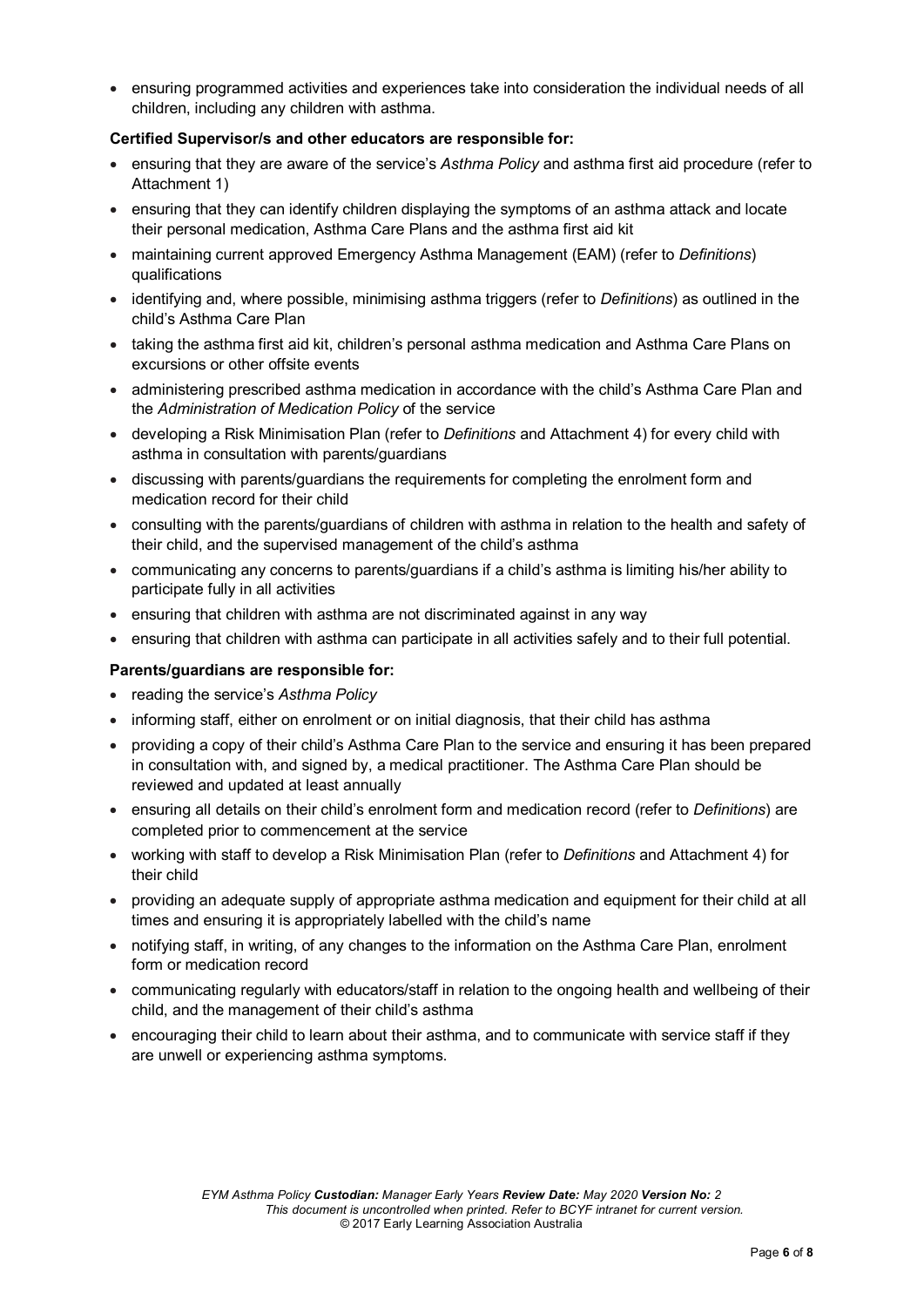- ensuring programmed activities and experiences take into consideration the individual needs of all children, including any children with asthma.

**Certified Supervisor/s and other educators are responsible for:**

- ensuring that they are aware of the service's *Asthma Policy* and asthma first aid procedure (refer to Attachment 1)
- ensuring that they can identify children displaying the symptoms of an asthma attack and locate their personal medication, Asthma Care Plans and the asthma first aid kit
- maintaining current approved Emergency Asthma Management (EAM) (refer to *Definitions*) qualifications
- identifying and, where possible, minimising asthma triggers (refer to *Definitions*) as outlined in the child's Asthma Care Plan
- taking the asthma first aid kit, children's personal asthma medication and Asthma Care Plans on excursions or other offsite events
- administering prescribed asthma medication in accordance with the child's Asthma Care Plan and the *Administration of Medication Policy* of the service
- developing a Risk Minimisation Plan (refer to *Definitions* and Attachment 4) for every child with asthma in consultation with parents/guardians
- discussing with parents/guardians the requirements for completing the enrolment form and medication record for their child
- consulting with the parents/guardians of children with asthma in relation to the health and safety of their child, and the supervised management of the child's asthma
- communicating any concerns to parents/guardians if a child's asthma is limiting his/her ability to participate fully in all activities
- ensuring that children with asthma are not discriminated against in any way
- ensuring that children with asthma can participate in all activities safely and to their full potential.

**Parents/guardians are responsible for:**

- reading the service's *Asthma Policy*
- informing staff, either on enrolment or on initial diagnosis, that their child has asthma
- providing a copy of their child's Asthma Care Plan to the service and ensuring it has been prepared in consultation with, and signed by, a medical practitioner. The Asthma Care Plan should be reviewed and updated at least annually
- ensuring all details on their child's enrolment form and medication record (refer to *Definitions*) are completed prior to commencement at the service
- working with staff to develop a Risk Minimisation Plan (refer to *Definitions* and Attachment 4) for their child
- providing an adequate supply of appropriate asthma medication and equipment for their child at all times and ensuring it is appropriately labelled with the child's name
- notifying staff, in writing, of any changes to the information on the Asthma Care Plan, enrolment form or medication record
- communicating regularly with educators/staff in relation to the ongoing health and wellbeing of their child, and the management of their child's asthma
- encouraging their child to learn about their asthma, and to communicate with service staff if they are unwell or experiencing asthma symptoms.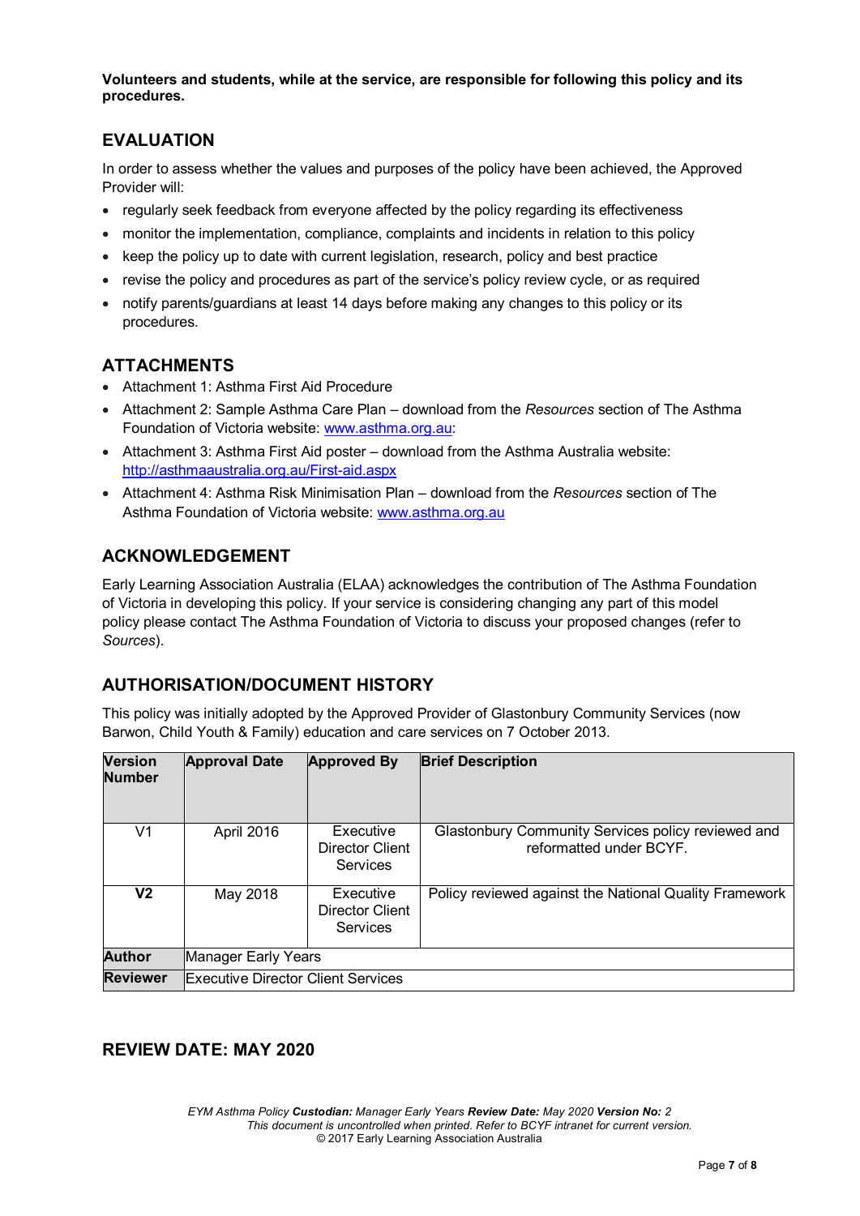**Volunteers and students, while at the service, are responsible for following this policy and its procedures.**

## EVALUATION

In order to assess whether the values and purposes of the policy have been achieved, the Approved Provider will:

- regularly seek feedback from everyone affected by the policy regarding its effectiveness
- monitor the implementation, compliance, complaints and incidents in relation to this policy
- keep the policy up to date with current legislation, research, policy and best practice
- revise the policy and procedures as part of the service's policy review cycle, or as required
- notify parents/guardians at least 14 days before making any changes to this policy or its procedures.

## ATTACHMENTS

- Attachment 1: Asthma First Aid Procedure
- Attachment 2: Sample Asthma Care Plan – download from the *Resources* section of The Asthma Foundation of Victoria website: www.asthma.org.au:
- Attachment 3: Asthma First Aid poster – download from the Asthma Australia website: http://asthmaaustralia.org.au/First-aid.aspx
- Attachment 4: Asthma Risk Minimisation Plan – download from the *Resources* section of The Asthma Foundation of Victoria website: www.asthma.org.au

## ACKNOWLEDGEMENT

Early Learning Association Australia (ELAA) acknowledges the contribution of The Asthma Foundation of Victoria in developing this policy. If your service is considering changing any part of this model policy please contact The Asthma Foundation of Victoria to discuss your proposed changes (refer to *Sources*).

## AUTHORISATION/DOCUMENT HISTORY

This policy was initially adopted by the Approved Provider of Glastonbury Community Services (now Barwon, Child Youth & Family) education and care services on 7 October 2013.

| Version Number | Approval Date | Approved By | Brief Description |
|---|---|---|---|
| V1 | April 2016 | Executive Director Client Services | Glastonbury Community Services policy reviewed and reformatted under BCYF. |
| **V2** | May 2018 | Executive Director Client Services | Policy reviewed against the National Quality Framework |
| **Author** | Manager Early Years | | |
| **Reviewer** | Executive Director Client Services | | |

## REVIEW DATE: MAY 2020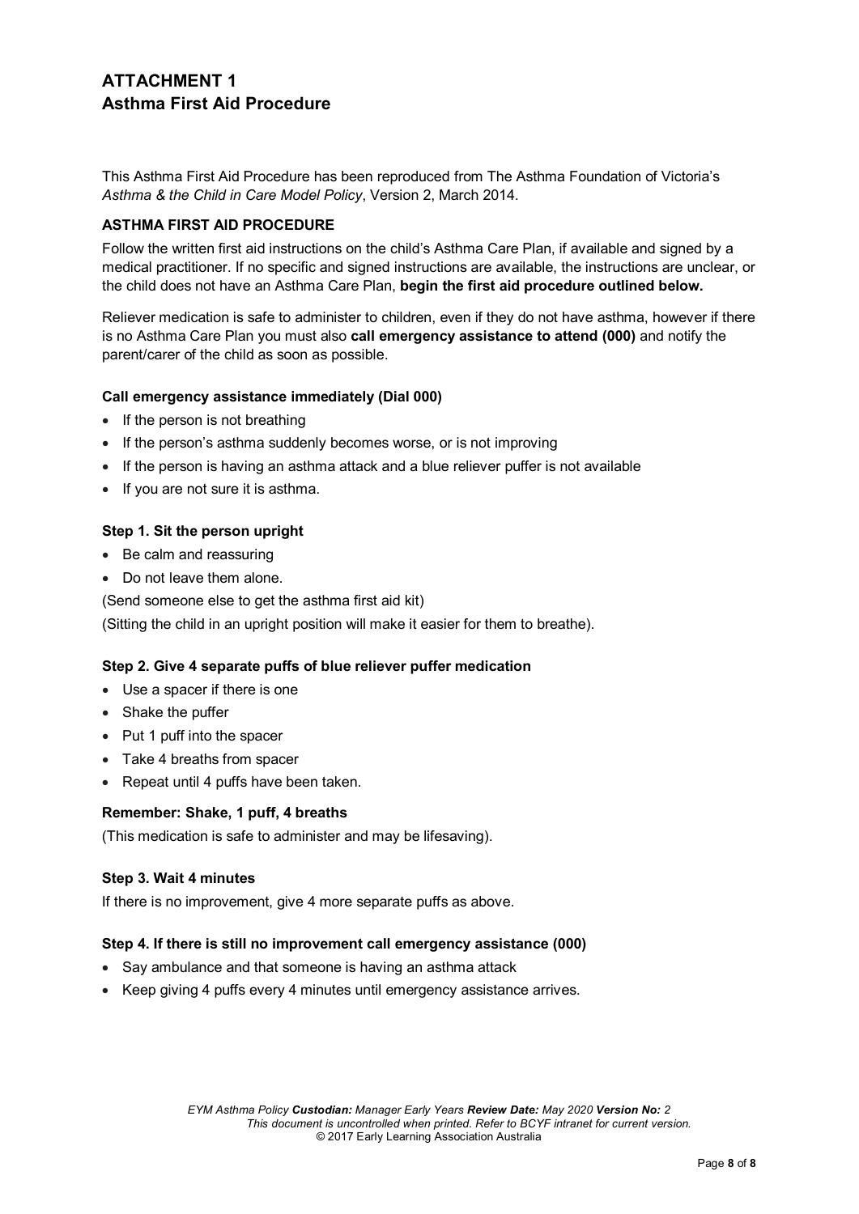# ATTACHMENT 1
# Asthma First Aid Procedure

This Asthma First Aid Procedure has been reproduced from The Asthma Foundation of Victoria's *Asthma & the Child in Care Model Policy*, Version 2, March 2014.

## ASTHMA FIRST AID PROCEDURE

Follow the written first aid instructions on the child's Asthma Care Plan, if available and signed by a medical practitioner. If no specific and signed instructions are available, the instructions are unclear, or the child does not have an Asthma Care Plan, **begin the first aid procedure outlined below.**

Reliever medication is safe to administer to children, even if they do not have asthma, however if there is no Asthma Care Plan you must also **call emergency assistance to attend (000)** and notify the parent/carer of the child as soon as possible.

### Call emergency assistance immediately (Dial 000)

- If the person is not breathing
- If the person's asthma suddenly becomes worse, or is not improving
- If the person is having an asthma attack and a blue reliever puffer is not available
- If you are not sure it is asthma.

### Step 1. Sit the person upright

- Be calm and reassuring
- Do not leave them alone.

(Send someone else to get the asthma first aid kit)

(Sitting the child in an upright position will make it easier for them to breathe).

### Step 2. Give 4 separate puffs of blue reliever puffer medication

- Use a spacer if there is one
- Shake the puffer
- Put 1 puff into the spacer
- Take 4 breaths from spacer
- Repeat until 4 puffs have been taken.

**Remember: Shake, 1 puff, 4 breaths**

(This medication is safe to administer and may be lifesaving).

### Step 3. Wait 4 minutes

If there is no improvement, give 4 more separate puffs as above.

### Step 4. If there is still no improvement call emergency assistance (000)

- Say ambulance and that someone is having an asthma attack
- Keep giving 4 puffs every 4 minutes until emergency assistance arrives.